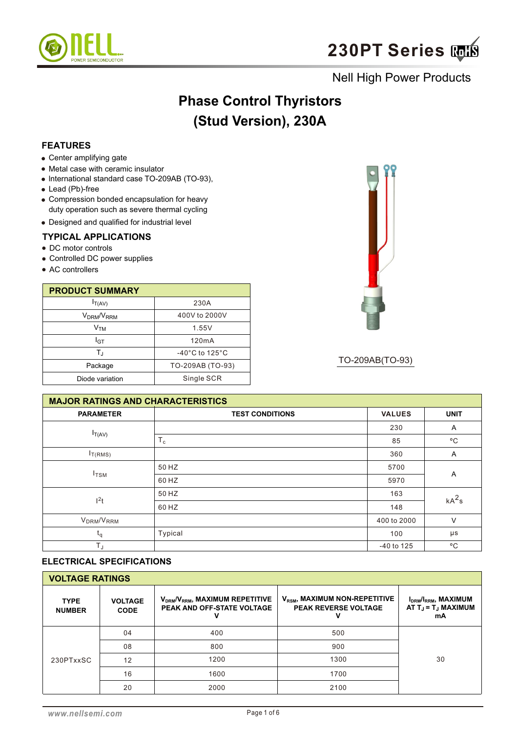# 230PT Series

Nell High Power Products

## Phase Control Thyristors (Stud Version), 230A

### FEATURES

- Center amplifying gate
- Metal case with ceramic insulator
- International standard case TO-209AB (TO-93),
- Lead (Pb)-free
- Compression bonded encapsulation for heavy duty operation such as severe thermal cycling
- Designed and qualified for industrial level

### TYPICAL APPLICATIONS

- DC motor controls
- Controlled DC power supplies
- AC controllers

| PRODUCT SUMMARY | |
|---|---|
| $I_{T(AV)}$ | 230A |
| $V_{DRM}/V_{RRM}$ | 400V to 2000V |
| $V_{TM}$ | 1.55V |
| $I_{GT}$ | 120mA |
| $T_J$ | -40°C to 125°C |
| Package | TO-209AB (TO-93) |
| Diode variation | Single SCR |

TO-209AB(TO-93)

### MAJOR RATINGS AND CHARACTERISTICS

| PARAMETER | TEST CONDITIONS | VALUES | UNIT |
|---|---|---|---|
| $I_{T(AV)}$ | | 230 | A |
| | $T_c$ | 85 | °C |
| $I_{T(RMS)}$ | | 360 | A |
| $I_{TSM}$ | 50 HZ | 5700 | A |
| | 60 HZ | 5970 | |
| $I^2t$ | 50 HZ | 163 | $kA^2s$ |
| | 60 HZ | 148 | |
| $V_{DRM}/V_{RRM}$ | | 400 to 2000 | V |
| $t_q$ | Typical | 100 | μs |
| $T_J$ | | -40 to 125 | °C |

### ELECTRICAL SPECIFICATIONS

| VOLTAGE RATINGS | | | | |
|---|---|---|---|---|
| TYPE NUMBER | VOLTAGE CODE | $V_{DRM}/V_{RRM}$, MAXIMUM REPETITIVE PEAK AND OFF-STATE VOLTAGE V | $V_{RSM}$, MAXIMUM NON-REPETITIVE PEAK REVERSE VOLTAGE V | $I_{DRM}/I_{RRM}$, MAXIMUM AT $T_J = T_J$ MAXIMUM mA |
| 230PTxxSC | 04 | 400 | 500 | 30 |
| | 08 | 800 | 900 | |
| | 12 | 1200 | 1300 | |
| | 16 | 1600 | 1700 | |
| | 20 | 2000 | 2100 | |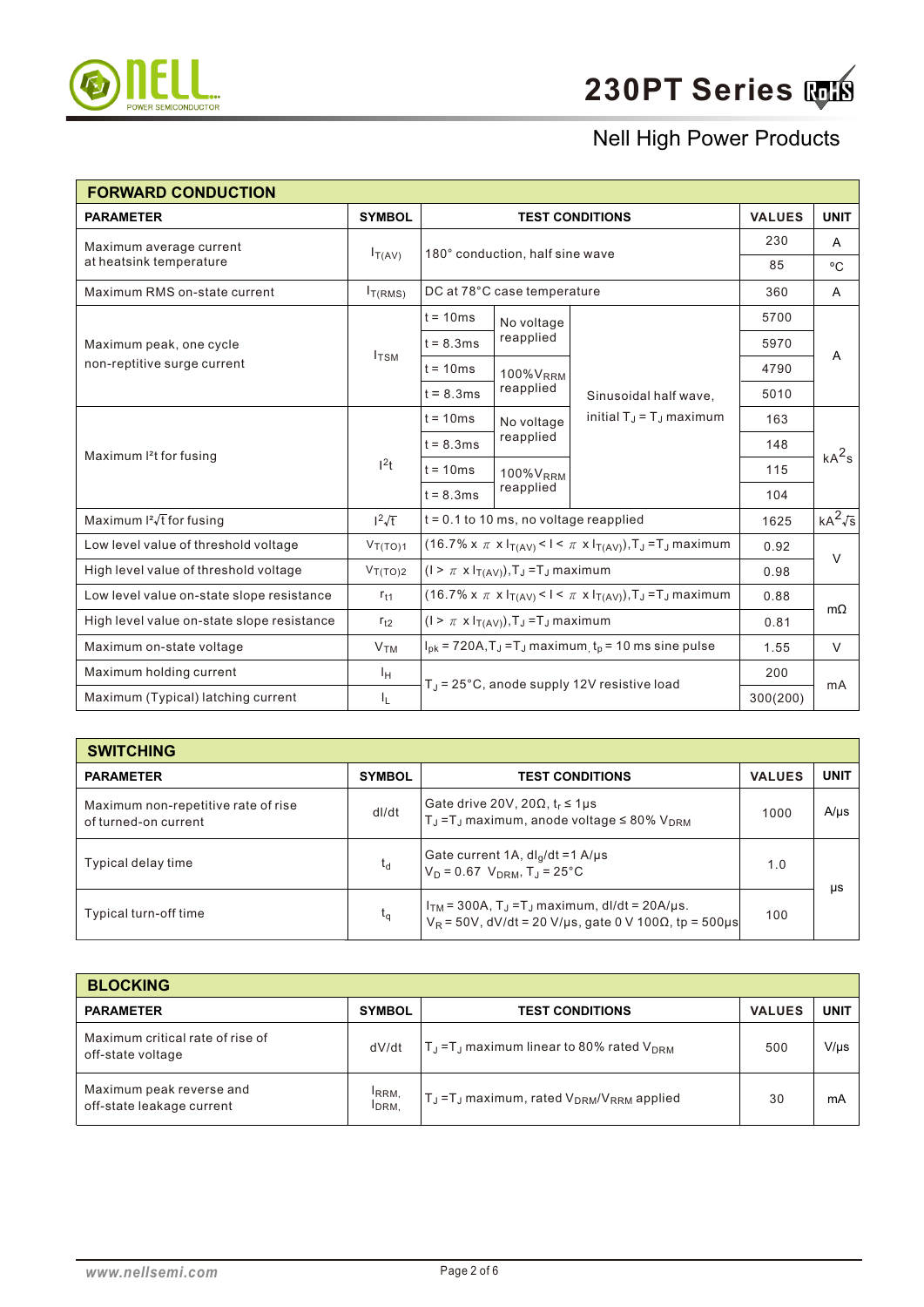# 230PT Series

Nell High Power Products

## FORWARD CONDUCTION

| PARAMETER | SYMBOL | TEST CONDITIONS | | | VALUES | UNIT |
|---|---|---|---|---|---|---|
| Maximum average current at heatsink temperature | $I_{T(AV)}$ | 180° conduction, half sine wave | | | 230 | A |
| | | | | | 85 | °C |
| Maximum RMS on-state current | $I_{T(RMS)}$ | DC at 78°C case temperature | | | 360 | A |
| Maximum peak, one cycle non-reptitive surge current | $I_{TSM}$ | t = 10ms | No voltage reapplied | Sinusoidal half wave, initial $T_J$ = $T_J$ maximum | 5700 | A |
| | | t = 8.3ms | | | 5970 | |
| | | t = 10ms | 100%$V_{RRM}$ reapplied | | 4790 | |
| | | t = 8.3ms | | | 5010 | |
| Maximum $I^2t$ for fusing | $I^2t$ | t = 10ms | No voltage reapplied | | 163 | $kA^2s$ |
| | | t = 8.3ms | | | 148 | |
| | | t = 10ms | 100%$V_{RRM}$ reapplied | | 115 | |
| | | t = 8.3ms | | | 104 | |
| Maximum $I^2\sqrt{t}$ for fusing | $I^2\sqrt{t}$ | t = 0.1 to 10 ms, no voltage reapplied | | | 1625 | $kA^2\sqrt{s}$ |
| Low level value of threshold voltage | $V_{T(TO)1}$ | (16.7% x $\pi$ x $I_{T(AV)}$ < I < $\pi$ x $I_{T(AV)}$), $T_J$ = $T_J$ maximum | | | 0.92 | V |
| High level value of threshold voltage | $V_{T(TO)2}$ | (I > $\pi$ x $I_{T(AV)}$), $T_J$ = $T_J$ maximum | | | 0.98 | |
| Low level value on-state slope resistance | $r_{t1}$ | (16.7% x $\pi$ x $I_{T(AV)}$ < I < $\pi$ x $I_{T(AV)}$), $T_J$ = $T_J$ maximum | | | 0.88 | mΩ |
| High level value on-state slope resistance | $r_{t2}$ | (I > $\pi$ x $I_{T(AV)}$), $T_J$ = $T_J$ maximum | | | 0.81 | |
| Maximum on-state voltage | $V_{TM}$ | $I_{pk}$ = 720A, $T_J$ = $T_J$ maximum, $t_p$ = 10 ms sine pulse | | | 1.55 | V |
| Maximum holding current | $I_H$ | $T_J$ = 25°C, anode supply 12V resistive load | | | 200 | mA |
| Maximum (Typical) latching current | $I_L$ | | | | 300(200) | |

## SWITCHING

| PARAMETER | SYMBOL | TEST CONDITIONS | VALUES | UNIT |
|---|---|---|---|---|
| Maximum non-repetitive rate of rise of turned-on current | dI/dt | Gate drive 20V, 20Ω, $t_r$ ≤ 1μs<br>$T_J$ = $T_J$ maximum, anode voltage ≤ 80% $V_{DRM}$ | 1000 | A/μs |
| Typical delay time | $t_d$ | Gate current 1A, $dI_g/dt$ = 1 A/μs<br>$V_D$ = 0.67 $V_{DRM}$, $T_J$ = 25°C | 1.0 | μs |
| Typical turn-off time | $t_q$ | $I_{TM}$ = 300A, $T_J$ = $T_J$ maximum, dI/dt = 20A/μs.<br>$V_R$ = 50V, dV/dt = 20 V/μs, gate 0 V 100Ω, tp = 500μs | 100 | |

## BLOCKING

| PARAMETER | SYMBOL | TEST CONDITIONS | VALUES | UNIT |
|---|---|---|---|---|
| Maximum critical rate of rise of off-state voltage | dV/dt | $T_J$ = $T_J$ maximum linear to 80% rated $V_{DRM}$ | 500 | V/μs |
| Maximum peak reverse and off-state leakage current | $I_{RRM}$, $I_{DRM}$ | $T_J$ = $T_J$ maximum, rated $V_{DRM}$/$V_{RRM}$ applied | 30 | mA |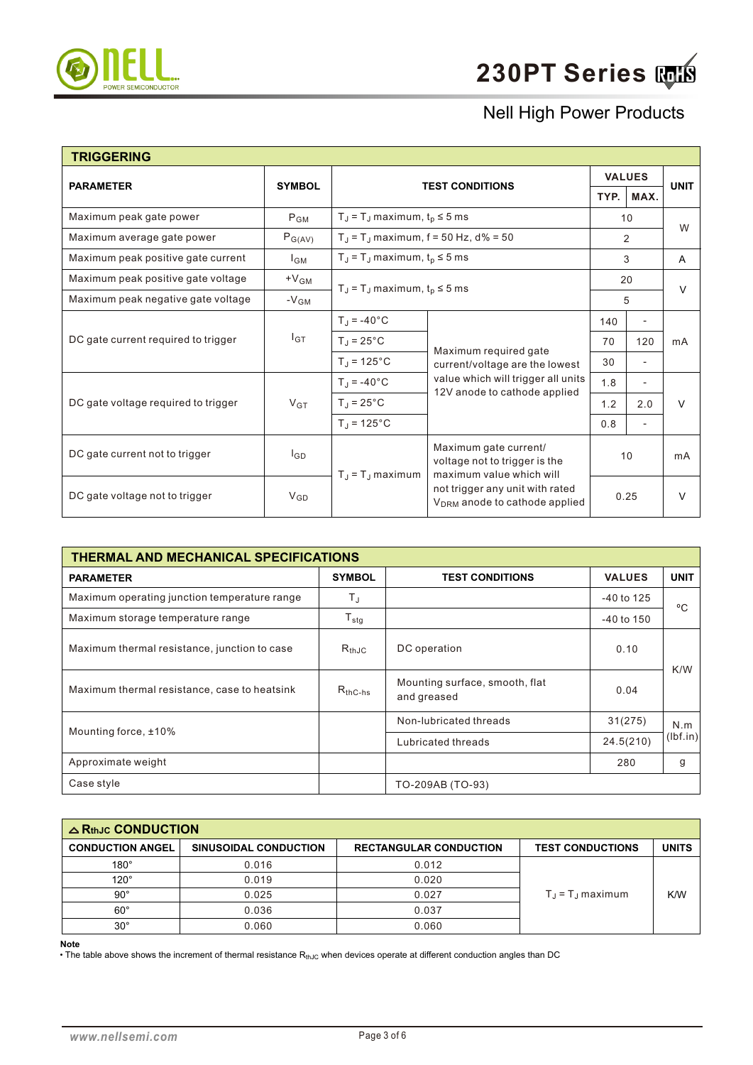# 230PT Series

Nell High Power Products

## TRIGGERING

| PARAMETER | SYMBOL | TEST CONDITIONS | | VALUES | | UNIT |
|---|---|---|---|---|---|---|
| | | | | TYP. | MAX. | |
| Maximum peak gate power | $P_{GM}$ | $T_J = T_J$ maximum, $t_p \leq 5$ ms | | 10 | | W |
| Maximum average gate power | $P_{G(AV)}$ | $T_J = T_J$ maximum, f = 50 Hz, d% = 50 | | 2 | | W |
| Maximum peak positive gate current | $I_{GM}$ | $T_J = T_J$ maximum, $t_p \leq 5$ ms | | 3 | | A |
| Maximum peak positive gate voltage | $+V_{GM}$ | $T_J = T_J$ maximum, $t_p \leq 5$ ms | | 20 | | V |
| Maximum peak negative gate voltage | $-V_{GM}$ | $T_J = T_J$ maximum, $t_p \leq 5$ ms | | 5 | | V |
| DC gate current required to trigger | $I_{GT}$ | $T_J = -40°C$ | Maximum required gate current/voltage are the lowest value which will trigger all units 12V anode to cathode applied | 140 | - | mA |
| | | $T_J = 25°C$ | | 70 | 120 | |
| | | $T_J = 125°C$ | | 30 | - | |
| DC gate voltage required to trigger | $V_{GT}$ | $T_J = -40°C$ | | 1.8 | - | V |
| | | $T_J = 25°C$ | | 1.2 | 2.0 | |
| | | $T_J = 125°C$ | | 0.8 | - | |
| DC gate current not to trigger | $I_{GD}$ | $T_J = T_J$ maximum | Maximum gate current/ voltage not to trigger is the maximum value which will not trigger any unit with rated $V_{DRM}$ anode to cathode applied | 10 | | mA |
| DC gate voltage not to trigger | $V_{GD}$ | | | 0.25 | | V |

## THERMAL AND MECHANICAL SPECIFICATIONS

| PARAMETER | SYMBOL | TEST CONDITIONS | VALUES | UNIT |
|---|---|---|---|---|
| Maximum operating junction temperature range | $T_J$ | | -40 to 125 | °C |
| Maximum storage temperature range | $T_{stg}$ | | -40 to 150 | °C |
| Maximum thermal resistance, junction to case | $R_{thJC}$ | DC operation | 0.10 | K/W |
| Maximum thermal resistance, case to heatsink | $R_{thC-hs}$ | Mounting surface, smooth, flat and greased | 0.04 | K/W |
| Mounting force, ±10% | | Non-lubricated threads | 31(275) | N.m (lbf.in) |
| | | Lubricated threads | 24.5(210) | |
| Approximate weight | | | 280 | g |
| Case style | | TO-209AB (TO-93) | | |

## △ $R_{thJC}$ CONDUCTION

| CONDUCTION ANGEL | SINUSOIDAL CONDUCTION | RECTANGULAR CONDUCTION | TEST CONDUCTIONS | UNITS |
|---|---|---|---|---|
| 180° | 0.016 | 0.012 | $T_J = T_J$ maximum | K/W |
| 120° | 0.019 | 0.020 | | |
| 90° | 0.025 | 0.027 | | |
| 60° | 0.036 | 0.037 | | |
| 30° | 0.060 | 0.060 | | |

**Note**

• The table above shows the increment of thermal resistance $R_{thJC}$ when devices operate at different conduction angles than DC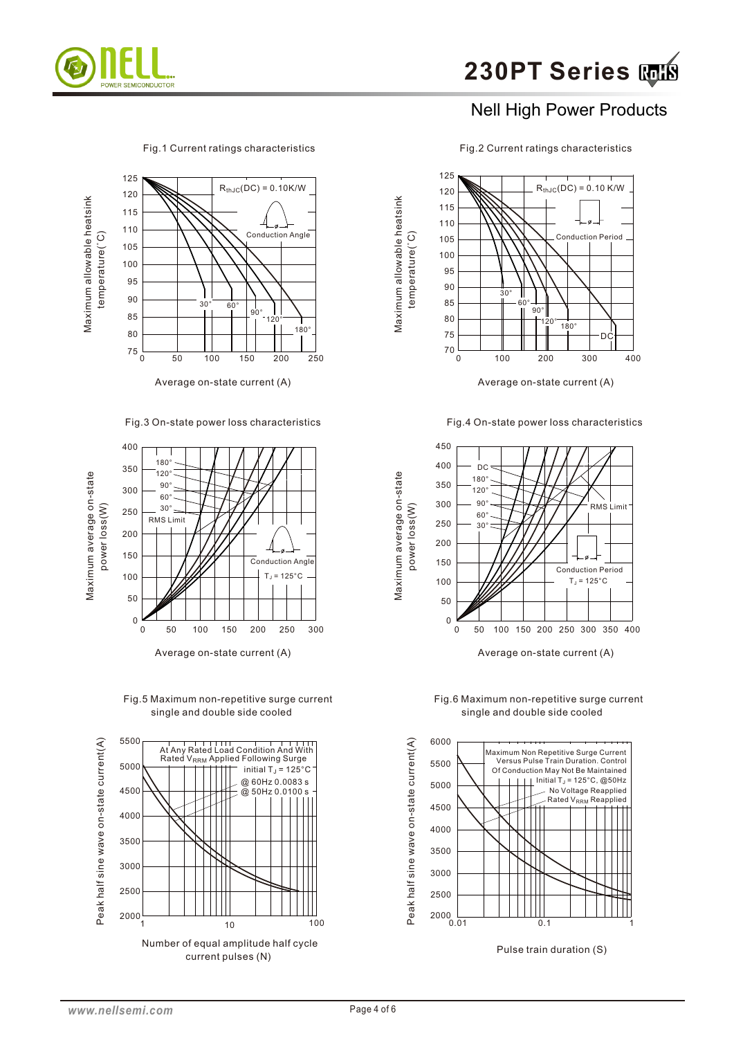# 230PT Series

## Nell High Power Products

Fig.1 Current ratings characteristics

Maximum allowable heatsink temperature(°C)

$R_{thJC}(DC) = 0.10K/W$

Conduction Angle

30° 60° 90° 120° 180°

Average on-state current (A)

Fig.2 Current ratings characteristics

Maximum allowable heatsink temperature(°C)

$R_{thJC}(DC) = 0.10\ K/W$

Conduction Period

30° 60° 90° 120° 180° DC

Average on-state current (A)

Fig.3 On-state power loss characteristics

Maximum average on-state power loss(W)

180° 120° 90° 60° 30° RMS Limit

Conduction Angle

$T_J = 125°C$

Average on-state current (A)

Fig.4 On-state power loss characteristics

Maximum average on-state power loss(W)

DC 180° 120° 90° 60° 30°

RMS Limit

Conduction Period

$T_J = 125°C$

Average on-state current (A)

Fig.5 Maximum non-repetitive surge current single and double side cooled

Peak half sine wave on-state current(A)

At Any Rated Load Condition And With Rated $V_{RRM}$ Applied Following Surge

initial $T_J = 125°C$

@ 60Hz 0.0083 s

@ 50Hz 0.0100 s

Number of equal amplitude half cycle current pulses (N)

Fig.6 Maximum non-repetitive surge current single and double side cooled

Peak half sine wave on-state current(A)

Maximum Non Repetitive Surge Current Versus Pulse Train Duration. Control Of Conduction May Not Be Maintained

Initial $T_J = 125°C$, @50Hz

No Voltage Reapplied

Rated $V_{RRM}$ Reapplied

Pulse train duration (S)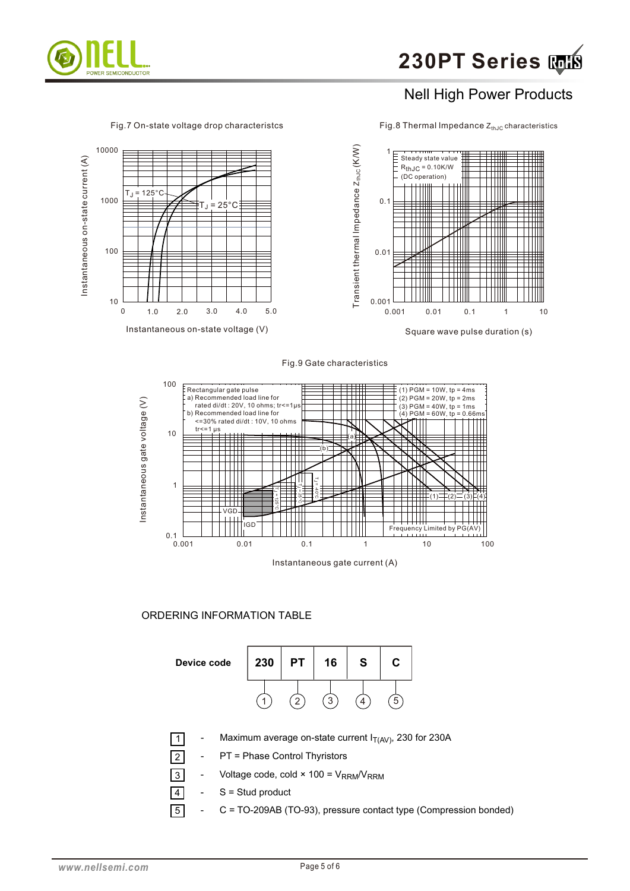Fig.7 On-state voltage drop characteristcs

Fig.8 Thermal Impedance $Z_{thJC}$ characteristics

Fig.9 Gate characteristics

ORDERING INFORMATION TABLE

| Device code | 230 | PT | 16 | S | C |
|---|---|---|---|---|---|
| | 1 | 2 | 3 | 4 | 5 |

1 - Maximum average on-state current $I_{T(AV)}$, 230 for 230A

2 - PT = Phase Control Thyristors

3 - Voltage code, cold × 100 = $V_{RRM}/V_{RRM}$

4 - S = Stud product

5 - C = TO-209AB (TO-93), pressure contact type (Compression bonded)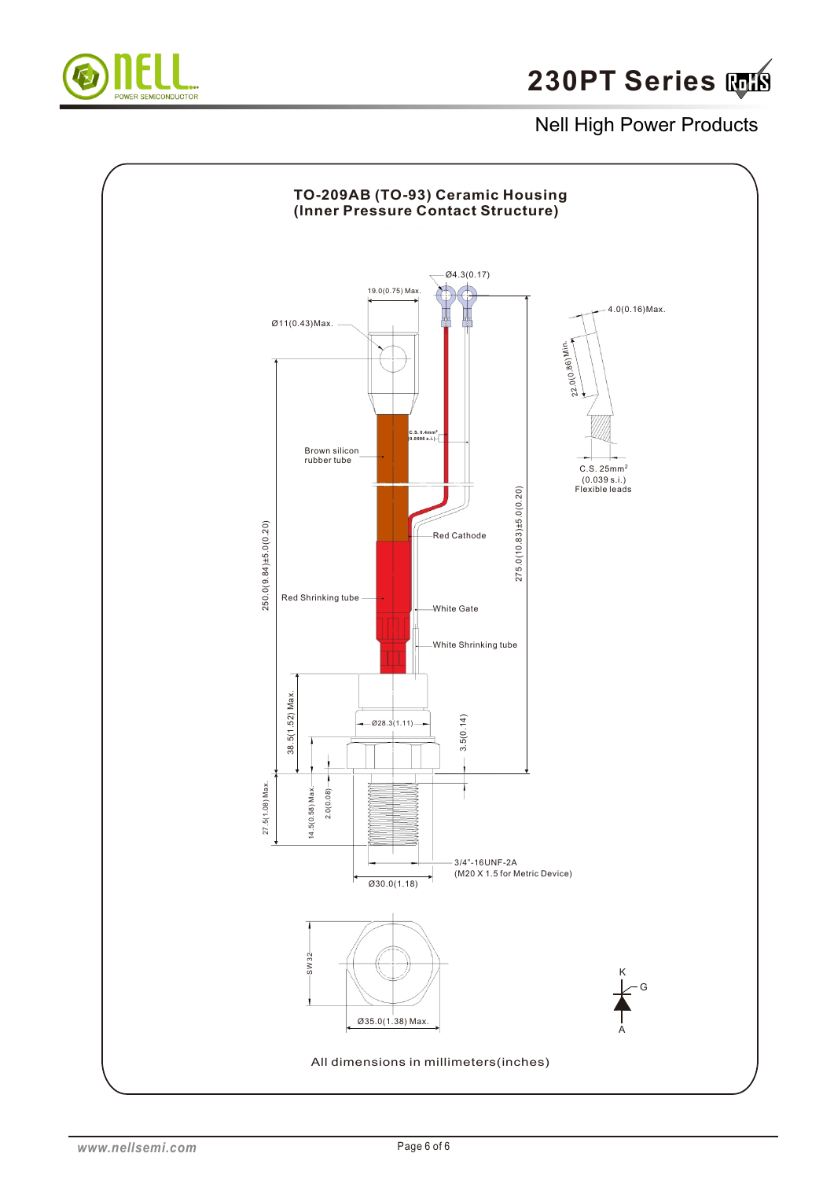## TO-209AB (TO-93) Ceramic Housing
## (Inner Pressure Contact Structure)

Ø4.3(0.17)

19.0(0.75) Max.

4.0(0.16)Max.

Ø11(0.43)Max.

22.0(0.86)Min.

C.S. 0.4mm²
(0.0006 s.i.)

Brown silicon
rubber tube

C.S. 25mm²
(0.039 s.i.)
Flexible leads

Red Cathode

275.0(10.83)±5.0(0.20)

250.0(9.84)±5.0(0.20)

Red Shrinking tube

White Gate

White Shrinking tube

38.5(1.52) Max.

Ø28.3(1.11)

3.5(0.14)

27.5(1.08) Max.

14.5(0.58) Max.

2.0(0.08)

3/4"-16UNF-2A
(M20 X 1.5 for Metric Device)

Ø30.0(1.18)

SW32

Ø35.0(1.38) Max.

K

G

A

All dimensions in millimeters(inches)